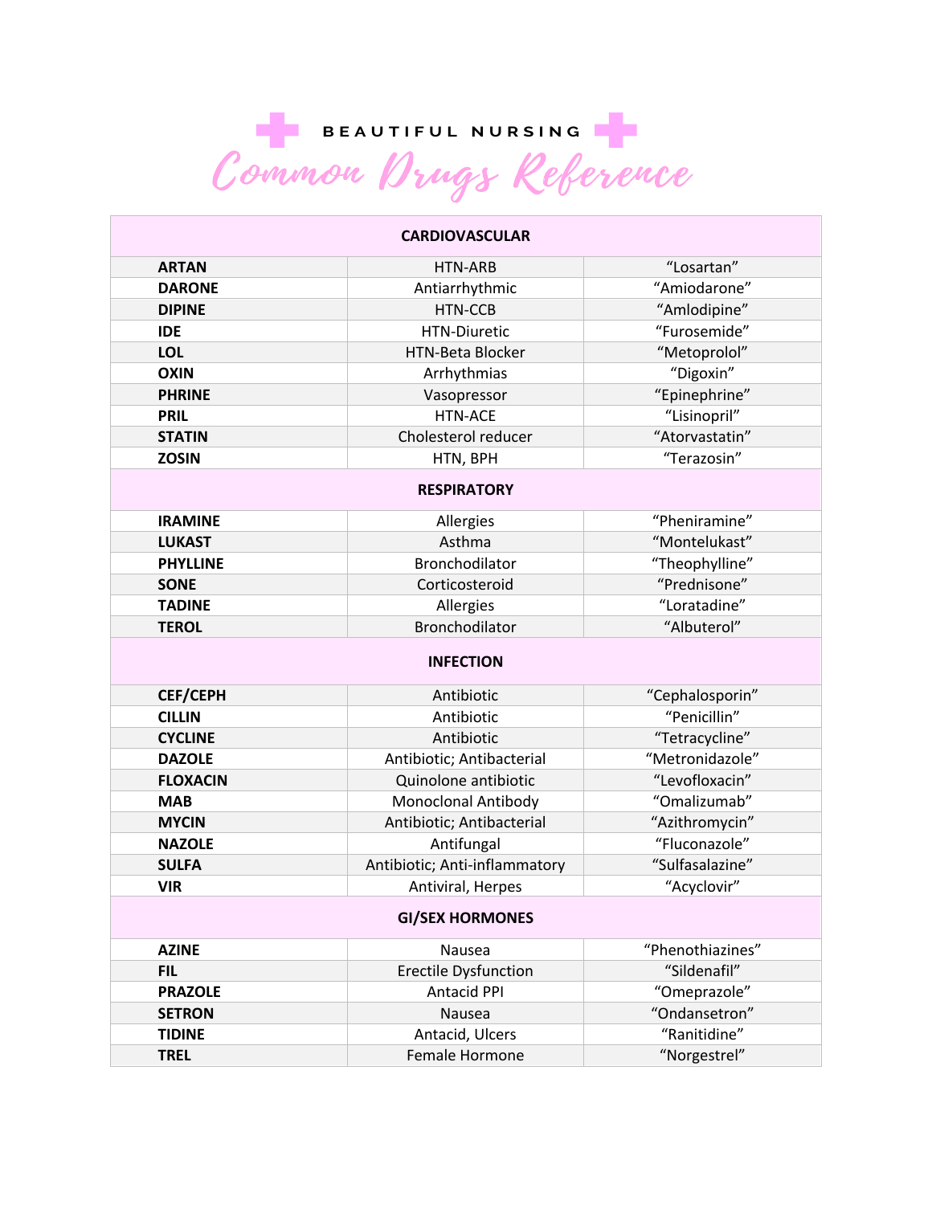BEAUTIFUL NURSING

# Common Drugs Reference

| CARDIOVASCULAR | | |
|---|---|---|
| **ARTAN** | HTN-ARB | “Losartan” |
| **DARONE** | Antiarrhythmic | “Amiodarone” |
| **DIPINE** | HTN-CCB | “Amlodipine” |
| **IDE** | HTN-Diuretic | “Furosemide” |
| **LOL** | HTN-Beta Blocker | “Metoprolol” |
| **OXIN** | Arrhythmias | “Digoxin” |
| **PHRINE** | Vasopressor | “Epinephrine” |
| **PRIL** | HTN-ACE | “Lisinopril” |
| **STATIN** | Cholesterol reducer | “Atorvastatin” |
| **ZOSIN** | HTN, BPH | “Terazosin” |
| **RESPIRATORY** | | |
| **IRAMINE** | Allergies | “Pheniramine” |
| **LUKAST** | Asthma | “Montelukast” |
| **PHYLLINE** | Bronchodilator | “Theophylline” |
| **SONE** | Corticosteroid | “Prednisone” |
| **TADINE** | Allergies | “Loratadine” |
| **TEROL** | Bronchodilator | “Albuterol” |
| **INFECTION** | | |
| **CEF/CEPH** | Antibiotic | “Cephalosporin” |
| **CILLIN** | Antibiotic | “Penicillin” |
| **CYCLINE** | Antibiotic | “Tetracycline” |
| **DAZOLE** | Antibiotic; Antibacterial | “Metronidazole” |
| **FLOXACIN** | Quinolone antibiotic | “Levofloxacin” |
| **MAB** | Monoclonal Antibody | “Omalizumab” |
| **MYCIN** | Antibiotic; Antibacterial | “Azithromycin” |
| **NAZOLE** | Antifungal | “Fluconazole” |
| **SULFA** | Antibiotic; Anti-inflammatory | “Sulfasalazine” |
| **VIR** | Antiviral, Herpes | “Acyclovir” |
| **GI/SEX HORMONES** | | |
| **AZINE** | Nausea | “Phenothiazines” |
| **FIL** | Erectile Dysfunction | “Sildenafil” |
| **PRAZOLE** | Antacid PPI | “Omeprazole” |
| **SETRON** | Nausea | “Ondansetron” |
| **TIDINE** | Antacid, Ulcers | “Ranitidine” |
| **TREL** | Female Hormone | “Norgestrel” |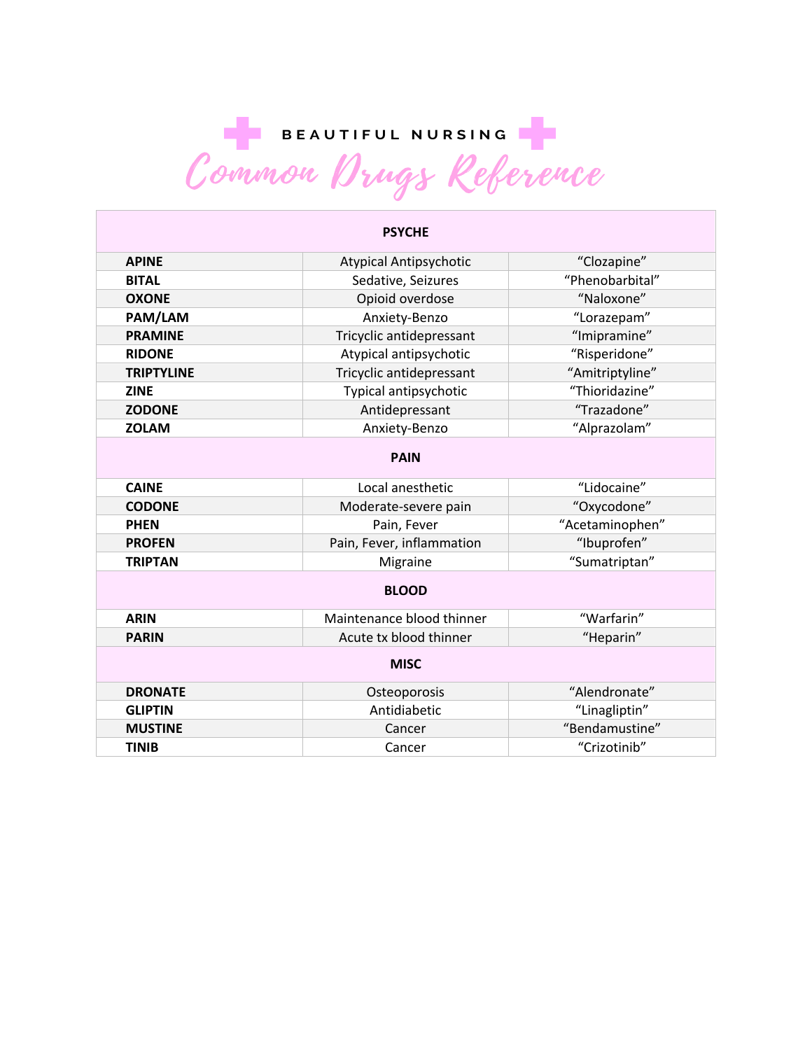BEAUTIFUL NURSING

# Common Drugs Reference

| | | |
|---|---|---|
| | **PSYCHE** | |
| **APINE** | Atypical Antipsychotic | "Clozapine" |
| **BITAL** | Sedative, Seizures | "Phenobarbital" |
| **OXONE** | Opioid overdose | "Naloxone" |
| **PAM/LAM** | Anxiety-Benzo | "Lorazepam" |
| **PRAMINE** | Tricyclic antidepressant | "Imipramine" |
| **RIDONE** | Atypical antipsychotic | "Risperidone" |
| **TRIPTYLINE** | Tricyclic antidepressant | "Amitriptyline" |
| **ZINE** | Typical antipsychotic | "Thioridazine" |
| **ZODONE** | Antidepressant | "Trazadone" |
| **ZOLAM** | Anxiety-Benzo | "Alprazolam" |
| | **PAIN** | |
| **CAINE** | Local anesthetic | "Lidocaine" |
| **CODONE** | Moderate-severe pain | "Oxycodone" |
| **PHEN** | Pain, Fever | "Acetaminophen" |
| **PROFEN** | Pain, Fever, inflammation | "Ibuprofen" |
| **TRIPTAN** | Migraine | "Sumatriptan" |
| | **BLOOD** | |
| **ARIN** | Maintenance blood thinner | "Warfarin" |
| **PARIN** | Acute tx blood thinner | "Heparin" |
| | **MISC** | |
| **DRONATE** | Osteoporosis | "Alendronate" |
| **GLIPTIN** | Antidiabetic | "Linagliptin" |
| **MUSTINE** | Cancer | "Bendamustine" |
| **TINIB** | Cancer | "Crizotinib" |